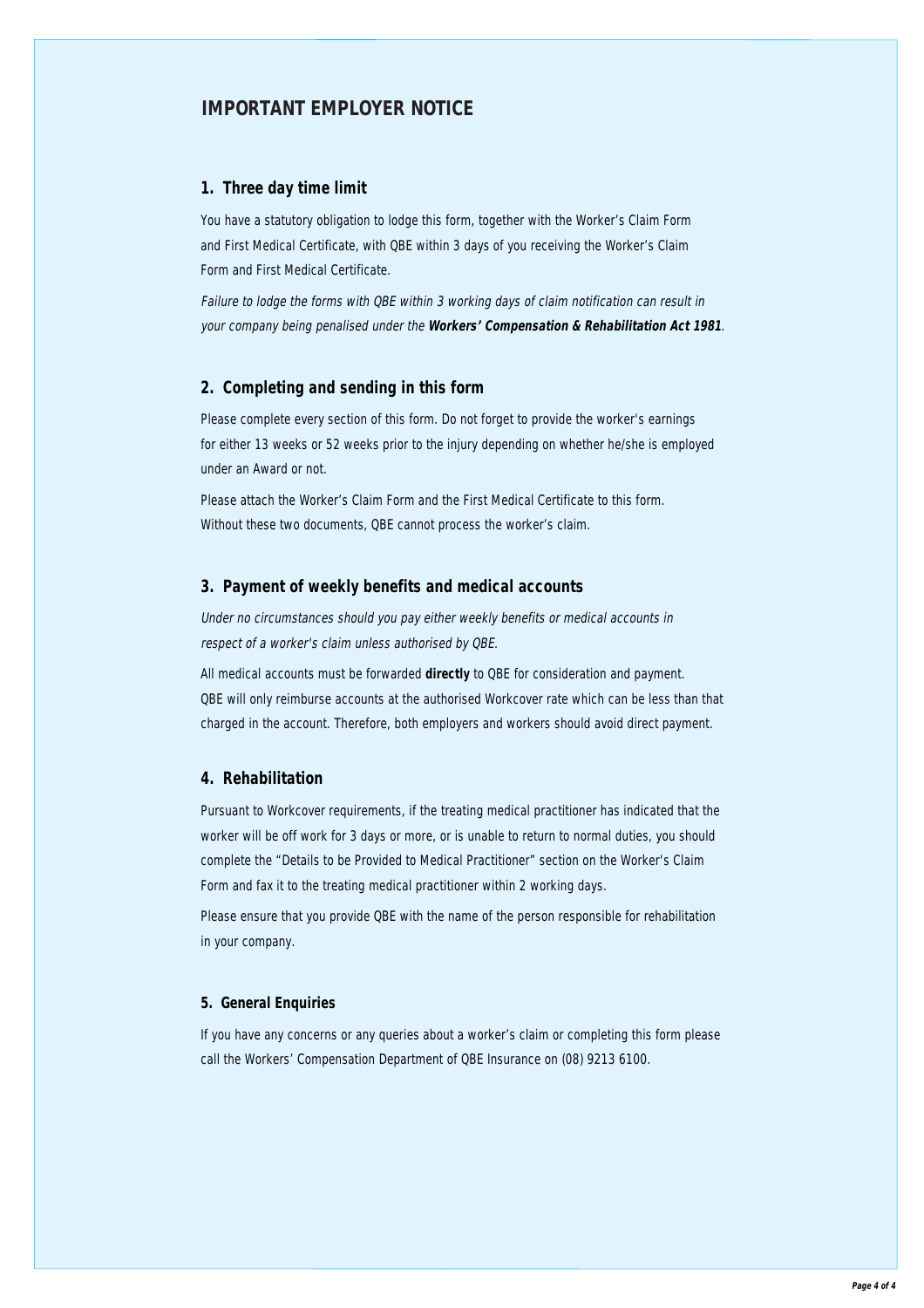# IMPORTANT EMPLOYER NOTICE

## 1. Three day time limit

You have a statutory obligation to lodge this form, together with the Worker's Claim Form and First Medical Certificate, with QBE within 3 days of you receiving the Worker's Claim Form and First Medical Certificate.

*Failure to lodge the forms with QBE within 3 working days of claim notification can result in your company being penalised under the **Workers' Compensation & Rehabilitation Act 1981**.*

## 2. Completing and sending in this form

Please complete every section of this form. Do not forget to provide the worker's earnings for either 13 weeks or 52 weeks prior to the injury depending on whether he/she is employed under an Award or not.

Please attach the Worker's Claim Form and the First Medical Certificate to this form. Without these two documents, QBE cannot process the worker's claim.

## 3. Payment of weekly benefits and medical accounts

*Under no circumstances should you pay either weekly benefits or medical accounts in respect of a worker's claim unless authorised by QBE.*

All medical accounts must be forwarded **directly** to QBE for consideration and payment. QBE will only reimburse accounts at the authorised Workcover rate which can be less than that charged in the account. Therefore, both employers and workers should avoid direct payment.

## 4. Rehabilitation

Pursuant to Workcover requirements, if the treating medical practitioner has indicated that the worker will be off work for 3 days or more, or is unable to return to normal duties, you should complete the "Details to be Provided to Medical Practitioner" section on the Worker's Claim Form and fax it to the treating medical practitioner within 2 working days.

Please ensure that you provide QBE with the name of the person responsible for rehabilitation in your company.

### 5. General Enquiries

If you have any concerns or any queries about a worker's claim or completing this form please call the Workers' Compensation Department of QBE Insurance on (08) 9213 6100.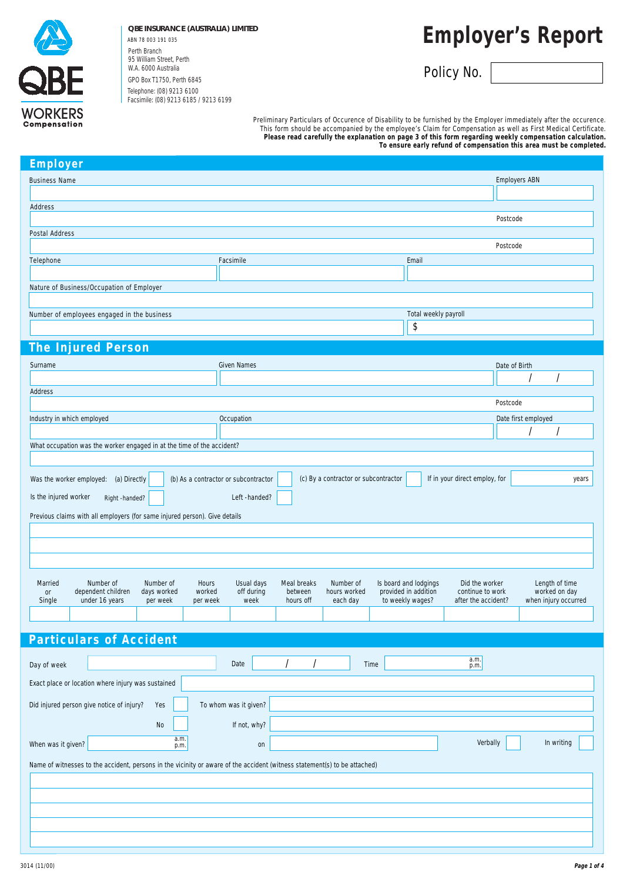QBE WORKERS Compensation

**QBE INSURANCE (AUSTRALIA) LIMITED**
ABN 78 003 191 035
Perth Branch
95 William Street, Perth
W.A. 6000 Australia
GPO Box T1750, Perth 6845
Telephone: (08) 9213 6100
Facsimile: (08) 9213 6185 / 9213 6199

# Employer's Report

Policy No.

Preliminary Particulars of Occurence of Disability to be furnished by the Employer immediately after the occurence.
This form should be accompanied by the employee's Claim for Compensation as well as First Medical Certificate.
**Please read carefully the explanation on page 3 of this form regarding weekly compensation calculation.**
**To ensure early refund of compensation this area must be completed.**

## Employer

Business Name

Employers ABN

Address

Postcode

Postal Address

Postcode

Telephone

Facsimile

Email

Nature of Business/Occupation of Employer

Number of employees engaged in the business

Total weekly payroll $

## The Injured Person

Surname

Given Names

Date of Birth / /

Address

Postcode

Industry in which employed

Occupation

Date first employed / /

What occupation was the worker engaged in at the time of the accident?

Was the worker employed: (a) Directly ☐ (b) As a contractor or subcontractor ☐ (c) By a contractor or subcontractor ☐ If in your direct employ, for ______ years

Is the injured worker Right-handed? ☐ Left-handed? ☐

Previous claims with all employers (for same injured person). Give details

| Married or Single | Number of dependent children under 16 years | Number of days worked per week | Hours worked per week | Usual days off during week | Meal breaks between hours off | Number of hours worked each day | Is board and lodgings provided in addition to weekly wages? | Did the worker continue to work after the accident? | Length of time worked on day when injury occurred |
|---|---|---|---|---|---|---|---|---|---|
| | | | | | | | | | |

## Particulars of Accident

Day of week

Date / /

Time a.m. p.m.

Exact place or location where injury was sustained

Did injured person give notice of injury? Yes ☐ No ☐

To whom was it given?

If not, why?

When was it given? a.m. p.m. on

Verbally ☐ In writing ☐

Name of witnesses to the accident, persons in the vicinity or aware of the accident (witness statement(s) to be attached)

3014 (11/00)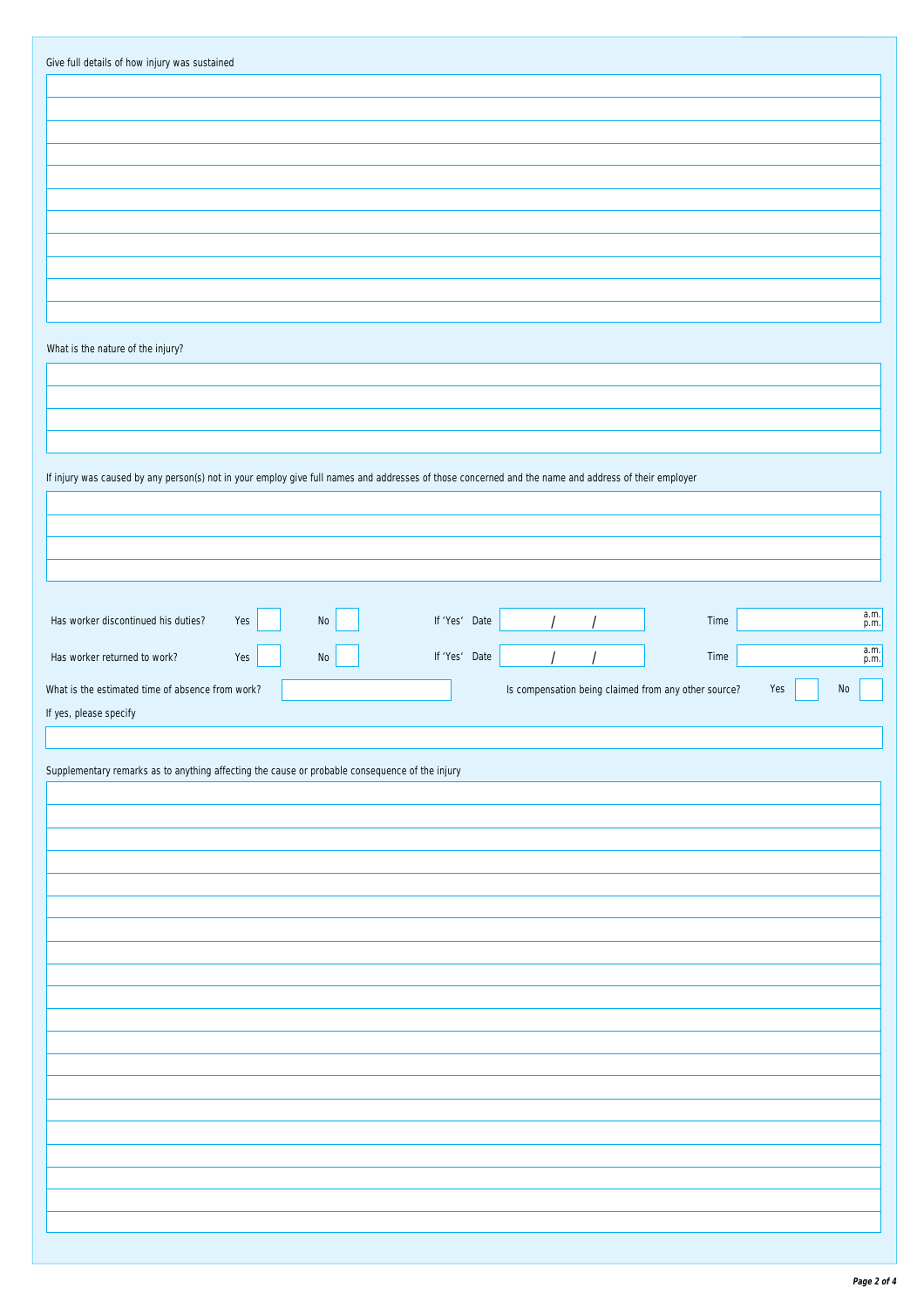Give full details of how injury was sustained

What is the nature of the injury?

If injury was caused by any person(s) not in your employ give full names and addresses of those concerned and the name and address of their employer

Has worker discontinued his duties? Yes ☐ No ☐ If 'Yes' Date / / Time a.m. p.m.

Has worker returned to work? Yes ☐ No ☐ If 'Yes' Date / / Time a.m. p.m.

What is the estimated time of absence from work? Is compensation being claimed from any other source? Yes ☐ No ☐

If yes, please specify

Supplementary remarks as to anything affecting the cause or probable consequence of the injury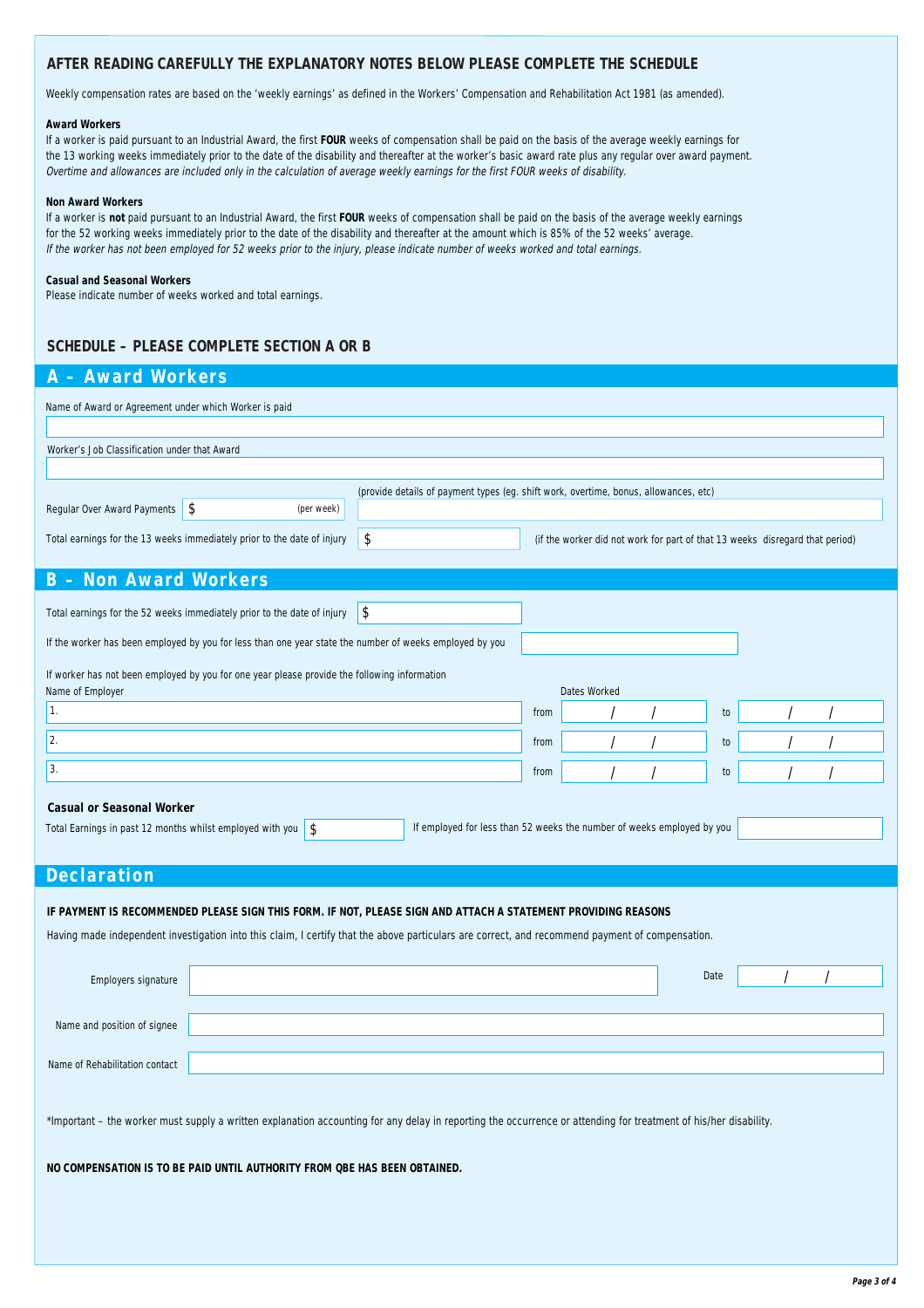## AFTER READING CAREFULLY THE EXPLANATORY NOTES BELOW PLEASE COMPLETE THE SCHEDULE

Weekly compensation rates are based on the 'weekly earnings' as defined in the Workers' Compensation and Rehabilitation Act 1981 (as amended).

**Award Workers**

If a worker is paid pursuant to an Industrial Award, the first **FOUR** weeks of compensation shall be paid on the basis of the average weekly earnings for the 13 working weeks immediately prior to the date of the disability and thereafter at the worker's basic award rate plus any regular over award payment. *Overtime and allowances are included only in the calculation of average weekly earnings for the first FOUR weeks of disability.*

**Non Award Workers**

If a worker is **not** paid pursuant to an Industrial Award, the first **FOUR** weeks of compensation shall be paid on the basis of the average weekly earnings for the 52 working weeks immediately prior to the date of the disability and thereafter at the amount which is 85% of the 52 weeks' average. *If the worker has not been employed for 52 weeks prior to the injury, please indicate number of weeks worked and total earnings.*

**Casual and Seasonal Workers**

Please indicate number of weeks worked and total earnings.

## SCHEDULE – PLEASE COMPLETE SECTION A OR B

## A – Award Workers

Name of Award or Agreement under which Worker is paid

Worker's Job Classification under that Award

Regular Over Award Payments $ (per week) (provide details of payment types (eg. shift work, overtime, bonus, allowances, etc)

Total earnings for the 13 weeks immediately prior to the date of injury $ (if the worker did not work for part of that 13 weeks disregard that period)

## B – Non Award Workers

Total earnings for the 52 weeks immediately prior to the date of injury $

If the worker has been employed by you for less than one year state the number of weeks employed by you

If worker has not been employed by you for one year please provide the following information

| Name of Employer | Dates Worked | |
|---|---|---|
| 1. | from / / | to / / |
| 2. | from / / | to / / |
| 3. | from / / | to / / |

**Casual or Seasonal Worker**

Total Earnings in past 12 months whilst employed with you $

If employed for less than 52 weeks the number of weeks employed by you

## Declaration

**IF PAYMENT IS RECOMMENDED PLEASE SIGN THIS FORM. IF NOT, PLEASE SIGN AND ATTACH A STATEMENT PROVIDING REASONS**

Having made independent investigation into this claim, I certify that the above particulars are correct, and recommend payment of compensation.

Employers signature

Date / /

Name and position of signee

Name of Rehabilitation contact

*Important – the worker must supply a written explanation accounting for any delay in reporting the occurrence or attending for treatment of his/her disability.

**NO COMPENSATION IS TO BE PAID UNTIL AUTHORITY FROM QBE HAS BEEN OBTAINED.**